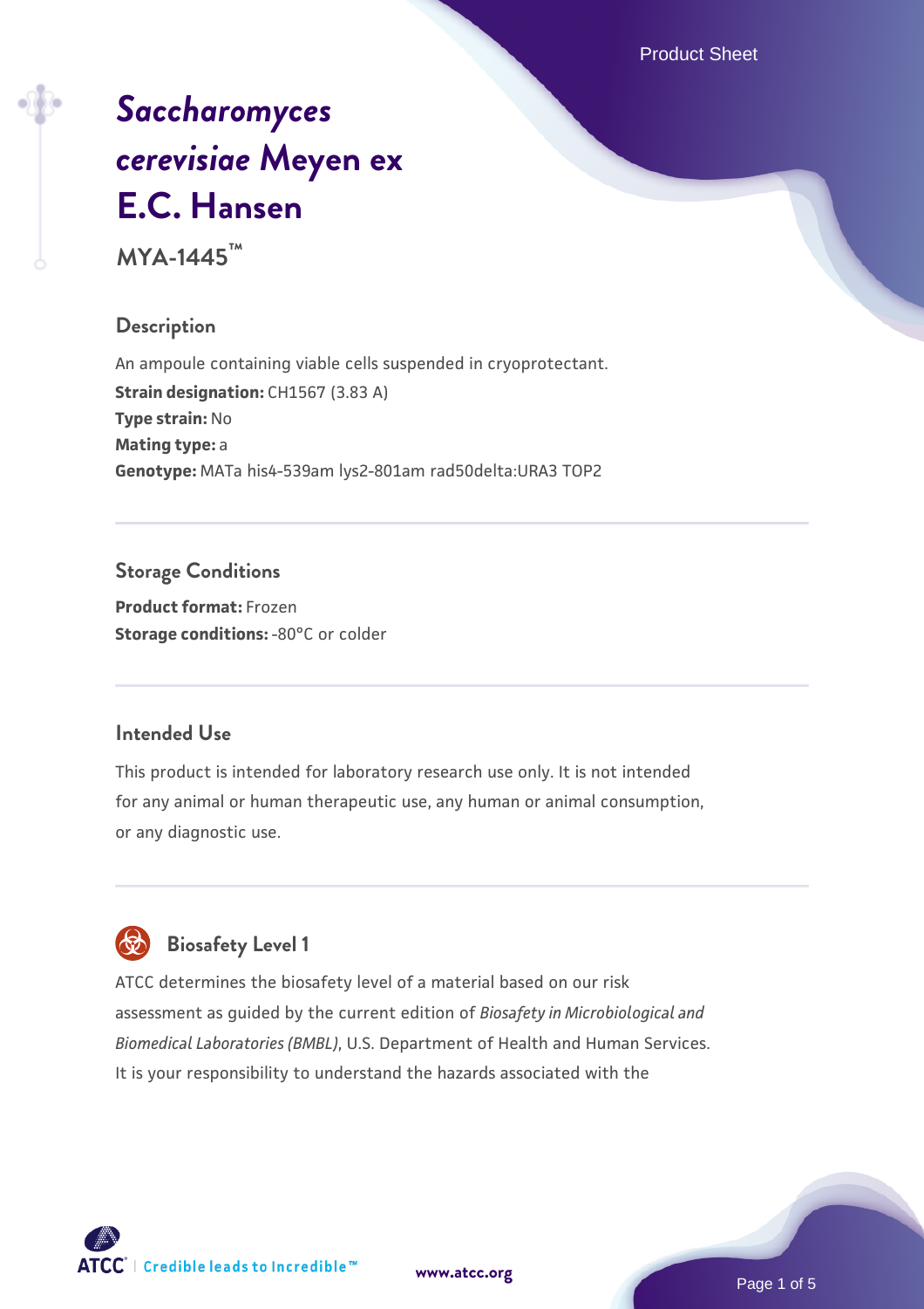# *Saccharomyces cerevisiae* Meyen ex E.C. Hansen

**MYA-1445™**

## Description

An ampoule containing viable cells suspended in cryoprotectant.

**Strain designation:** CH1567 (3.83 A)

**Type strain:** No

**Mating type:** a

**Genotype:** MATa his4-539am lys2-801am rad50delta:URA3 TOP2

## Storage Conditions

**Product format:** Frozen

**Storage conditions:** -80°C or colder

## Intended Use

This product is intended for laboratory research use only. It is not intended for any animal or human therapeutic use, any human or animal consumption, or any diagnostic use.

## Biosafety Level 1

ATCC determines the biosafety level of a material based on our risk assessment as guided by the current edition of *Biosafety in Microbiological and Biomedical Laboratories (BMBL)*, U.S. Department of Health and Human Services. It is your responsibility to understand the hazards associated with the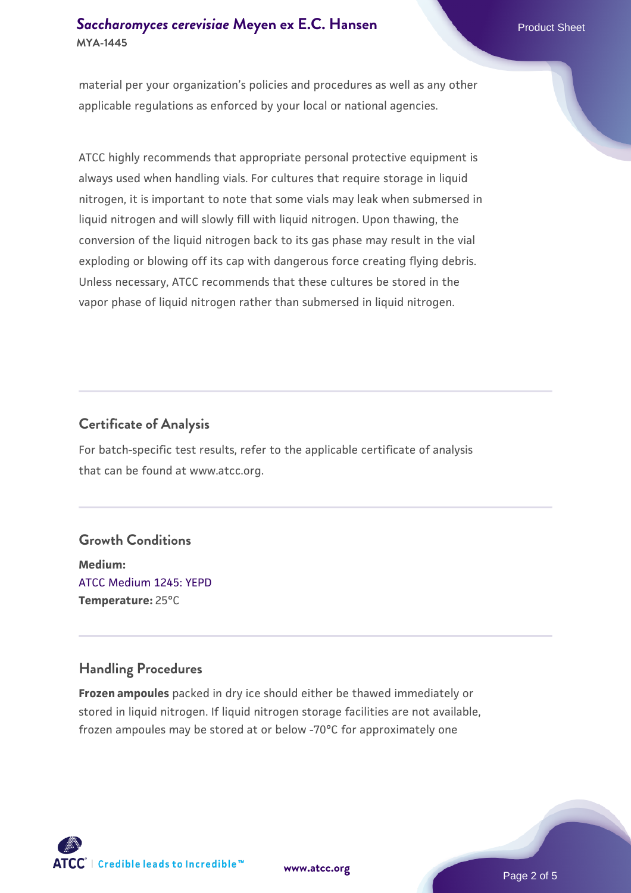material per your organization's policies and procedures as well as any other applicable regulations as enforced by your local or national agencies.

ATCC highly recommends that appropriate personal protective equipment is always used when handling vials. For cultures that require storage in liquid nitrogen, it is important to note that some vials may leak when submersed in liquid nitrogen and will slowly fill with liquid nitrogen. Upon thawing, the conversion of the liquid nitrogen back to its gas phase may result in the vial exploding or blowing off its cap with dangerous force creating flying debris. Unless necessary, ATCC recommends that these cultures be stored in the vapor phase of liquid nitrogen rather than submersed in liquid nitrogen.

## Certificate of Analysis

For batch-specific test results, refer to the applicable certificate of analysis that can be found at www.atcc.org.

## Growth Conditions

**Medium:**
ATCC Medium 1245: YEPD
**Temperature:** 25°C

## Handling Procedures

**Frozen ampoules** packed in dry ice should either be thawed immediately or stored in liquid nitrogen. If liquid nitrogen storage facilities are not available, frozen ampoules may be stored at or below -70°C for approximately one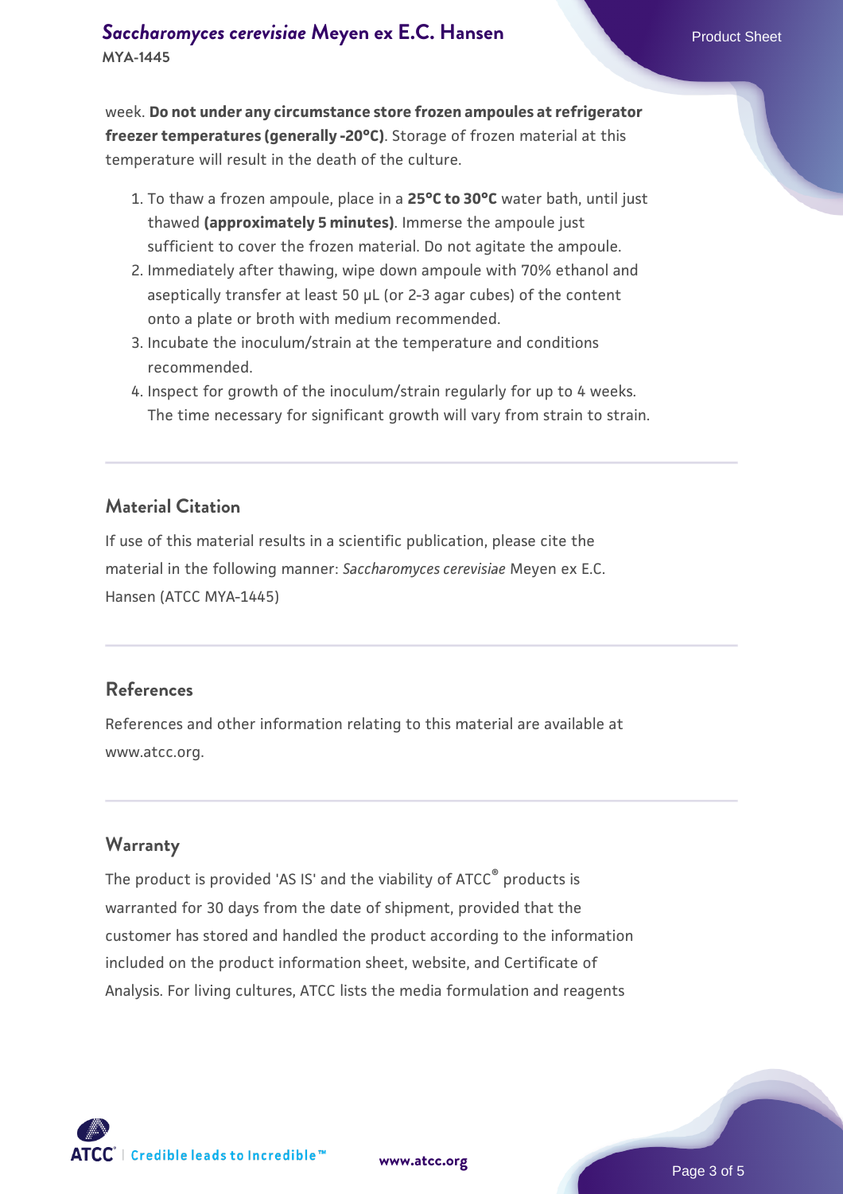week. **Do not under any circumstance store frozen ampoules at refrigerator freezer temperatures (generally -20°C)**. Storage of frozen material at this temperature will result in the death of the culture.

1. To thaw a frozen ampoule, place in a **25°C to 30°C** water bath, until just thawed **(approximately 5 minutes)**. Immerse the ampoule just sufficient to cover the frozen material. Do not agitate the ampoule.
2. Immediately after thawing, wipe down ampoule with 70% ethanol and aseptically transfer at least 50 µL (or 2-3 agar cubes) of the content onto a plate or broth with medium recommended.
3. Incubate the inoculum/strain at the temperature and conditions recommended.
4. Inspect for growth of the inoculum/strain regularly for up to 4 weeks. The time necessary for significant growth will vary from strain to strain.

## Material Citation

If use of this material results in a scientific publication, please cite the material in the following manner: *Saccharomyces cerevisiae* Meyen ex E.C. Hansen (ATCC MYA-1445)

## References

References and other information relating to this material are available at www.atcc.org.

## Warranty

The product is provided 'AS IS' and the viability of ATCC® products is warranted for 30 days from the date of shipment, provided that the customer has stored and handled the product according to the information included on the product information sheet, website, and Certificate of Analysis. For living cultures, ATCC lists the media formulation and reagents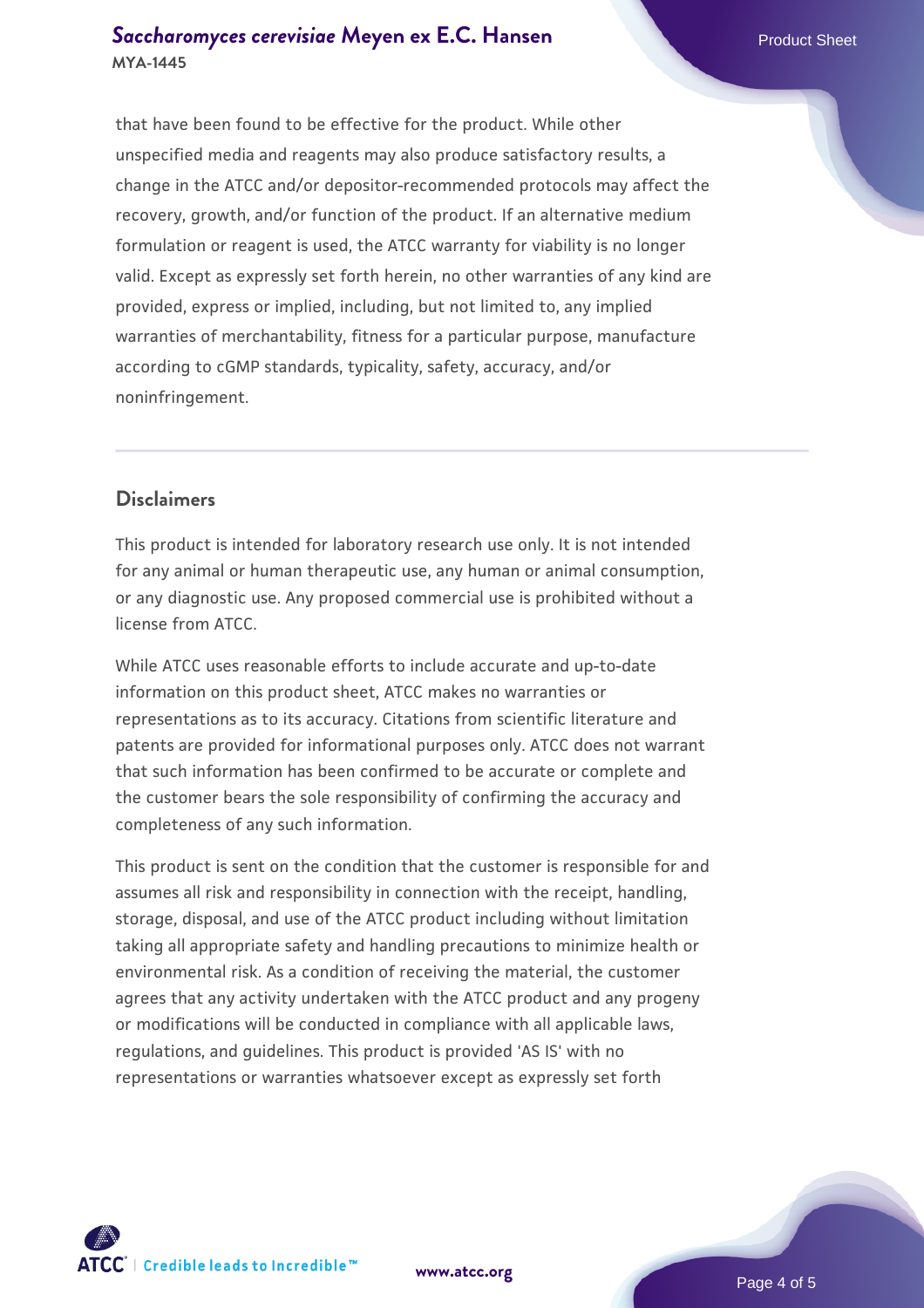that have been found to be effective for the product. While other unspecified media and reagents may also produce satisfactory results, a change in the ATCC and/or depositor-recommended protocols may affect the recovery, growth, and/or function of the product. If an alternative medium formulation or reagent is used, the ATCC warranty for viability is no longer valid. Except as expressly set forth herein, no other warranties of any kind are provided, express or implied, including, but not limited to, any implied warranties of merchantability, fitness for a particular purpose, manufacture according to cGMP standards, typicality, safety, accuracy, and/or noninfringement.

## Disclaimers

This product is intended for laboratory research use only. It is not intended for any animal or human therapeutic use, any human or animal consumption, or any diagnostic use. Any proposed commercial use is prohibited without a license from ATCC.

While ATCC uses reasonable efforts to include accurate and up-to-date information on this product sheet, ATCC makes no warranties or representations as to its accuracy. Citations from scientific literature and patents are provided for informational purposes only. ATCC does not warrant that such information has been confirmed to be accurate or complete and the customer bears the sole responsibility of confirming the accuracy and completeness of any such information.

This product is sent on the condition that the customer is responsible for and assumes all risk and responsibility in connection with the receipt, handling, storage, disposal, and use of the ATCC product including without limitation taking all appropriate safety and handling precautions to minimize health or environmental risk. As a condition of receiving the material, the customer agrees that any activity undertaken with the ATCC product and any progeny or modifications will be conducted in compliance with all applicable laws, regulations, and guidelines. This product is provided 'AS IS' with no representations or warranties whatsoever except as expressly set forth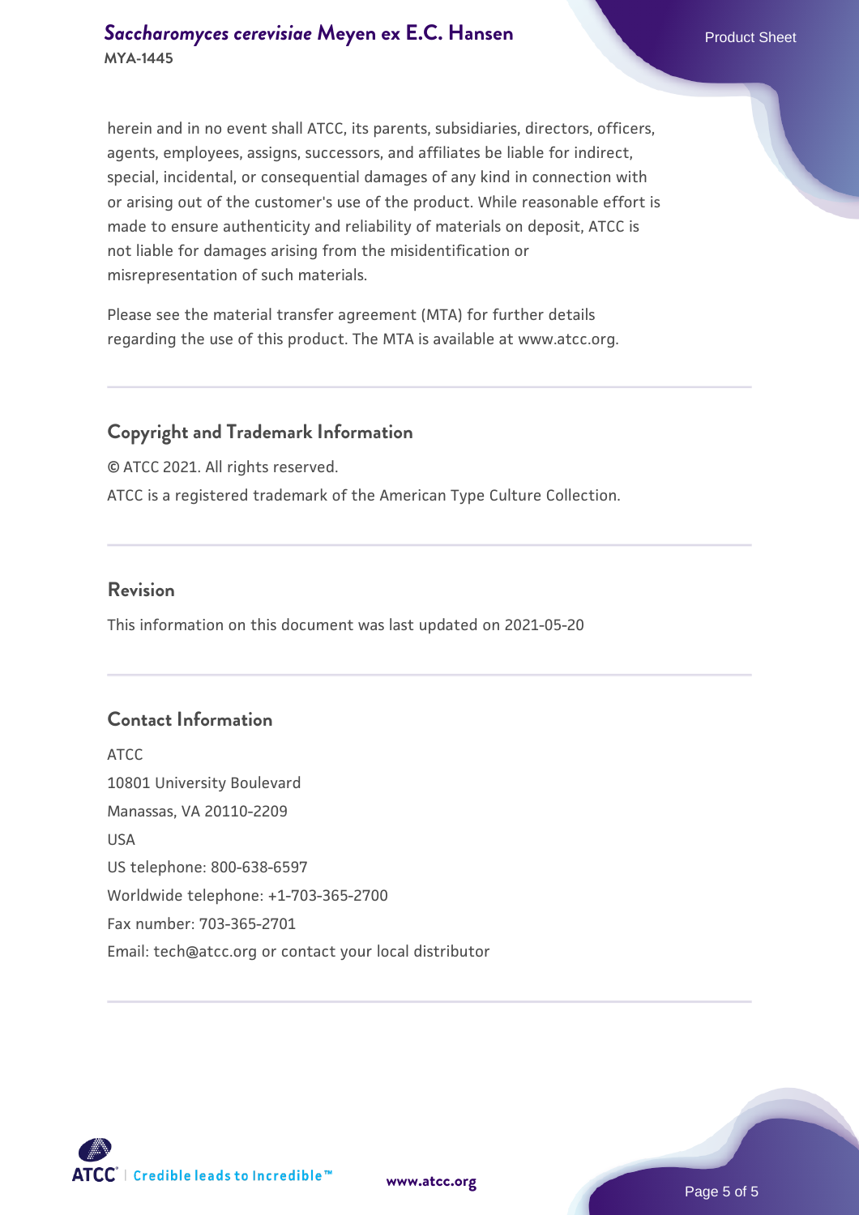herein and in no event shall ATCC, its parents, subsidiaries, directors, officers, agents, employees, assigns, successors, and affiliates be liable for indirect, special, incidental, or consequential damages of any kind in connection with or arising out of the customer's use of the product. While reasonable effort is made to ensure authenticity and reliability of materials on deposit, ATCC is not liable for damages arising from the misidentification or misrepresentation of such materials.

Please see the material transfer agreement (MTA) for further details regarding the use of this product. The MTA is available at www.atcc.org.

## Copyright and Trademark Information

© ATCC 2021. All rights reserved.

ATCC is a registered trademark of the American Type Culture Collection.

## Revision

This information on this document was last updated on 2021-05-20

## Contact Information

ATCC
10801 University Boulevard
Manassas, VA 20110-2209
USA
US telephone: 800-638-6597
Worldwide telephone: +1-703-365-2700
Fax number: 703-365-2701
Email: tech@atcc.org or contact your local distributor